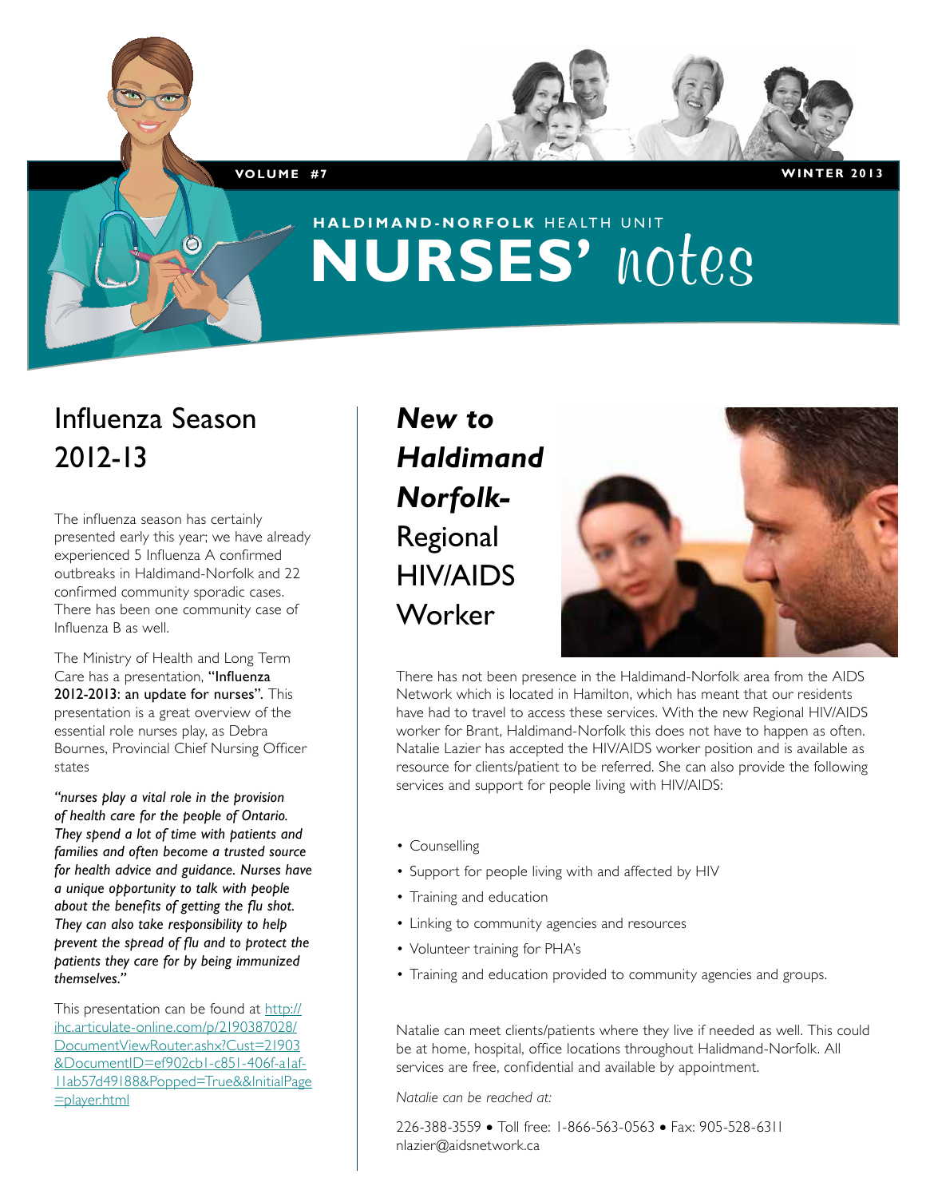VOLUME #7 WINTER 2013

# HALDIMAND-NORFOLK HEALTH UNIT NURSES' notes

## Influenza Season 2012-13

The influenza season has certainly presented early this year; we have already experienced 5 Influenza A confirmed outbreaks in Haldimand-Norfolk and 22 confirmed community sporadic cases. There has been one community case of Influenza B as well.

The Ministry of Health and Long Term Care has a presentation, **"Influenza 2012-2013: an update for nurses"**. This presentation is a great overview of the essential role nurses play, as Debra Bournes, Provincial Chief Nursing Officer states

***"nurses play a vital role in the provision of health care for the people of Ontario. They spend a lot of time with patients and families and often become a trusted source for health advice and guidance. Nurses have a unique opportunity to talk with people about the benefits of getting the flu shot. They can also take responsibility to help prevent the spread of flu and to protect the patients they care for by being immunized themselves."***

This presentation can be found at http://ihc.articulate-online.com/p/2190387028/DocumentViewRouter.ashx?Cust=21903&DocumentID=ef902cb1-c851-406f-a1af-11ab57d49188&Popped=True&&InitialPage=player.html

## *New to Haldimand Norfolk-* Regional HIV/AIDS Worker

There has not been presence in the Haldimand-Norfolk area from the AIDS Network which is located in Hamilton, which has meant that our residents have had to travel to access these services. With the new Regional HIV/AIDS worker for Brant, Haldimand-Norfolk this does not have to happen as often. Natalie Lazier has accepted the HIV/AIDS worker position and is available as resource for clients/patient to be referred. She can also provide the following services and support for people living with HIV/AIDS:

- Counselling
- Support for people living with and affected by HIV
- Training and education
- Linking to community agencies and resources
- Volunteer training for PHA's
- Training and education provided to community agencies and groups.

Natalie can meet clients/patients where they live if needed as well. This could be at home, hospital, office locations throughout Halidmand-Norfolk. All services are free, confidential and available by appointment.

*Natalie can be reached at:*

226-388-3559 • Toll free: 1-866-563-0563 • Fax: 905-528-6311
nlazier@aidsnetwork.ca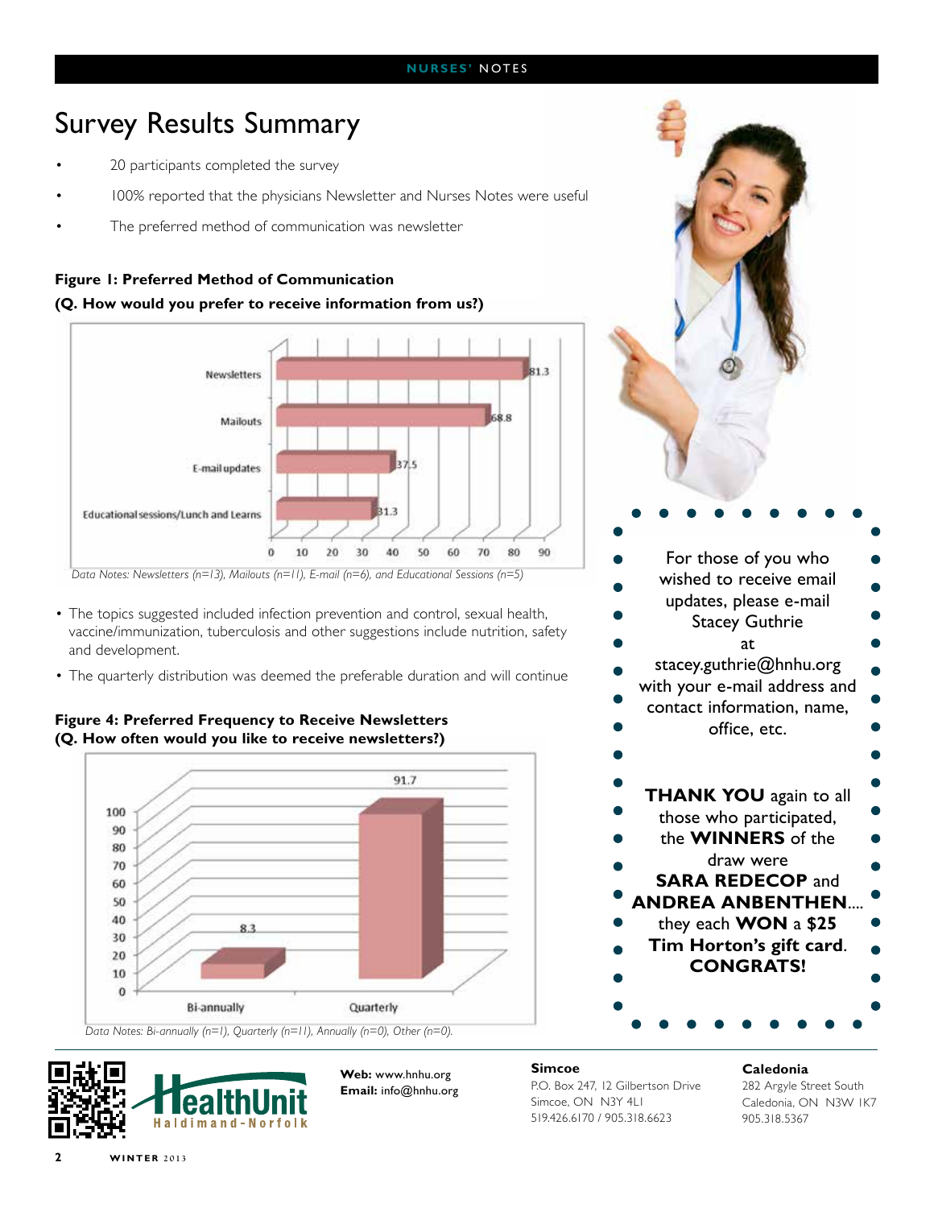# Survey Results Summary

- 20 participants completed the survey
- 100% reported that the physicians Newsletter and Nurses Notes were useful
- The preferred method of communication was newsletter

**Figure 1: Preferred Method of Communication**
**(Q. How would you prefer to receive information from us?)**

Newsletters 81.3
Mailouts 68.8
E-mail updates 37.5
Educational sessions/Lunch and Learns 31.3
0 10 20 30 40 50 60 70 80 90

*Data Notes: Newsletters (n=13), Mailouts (n=11), E-mail (n=6), and Educational Sessions (n=5)*

- The topics suggested included infection prevention and control, sexual health, vaccine/immunization, tuberculosis and other suggestions include nutrition, safety and development.
- The quarterly distribution was deemed the preferable duration and will continue

**Figure 4: Preferred Frequency to Receive Newsletters**
**(Q. How often would you like to receive newsletters?)**

100 90 80 70 60 50 40 30 20 10 0
Bi-annually 8.3
Quarterly 91.7

*Data Notes: Bi-annually (n=1), Quarterly (n=11), Annually (n=0), Other (n=0).*

For those of you who wished to receive email updates, please e-mail Stacey Guthrie at stacey.guthrie@hnhu.org with your e-mail address and contact information, name, office, etc.

**THANK YOU** again to all those who participated, the **WINNERS** of the draw were **SARA REDECOP** and **ANDREA ANBENTHEN**.... they each **WON** a **$25 Tim Horton's gift card**. **CONGRATS!**

HealthUnit Haldimand-Norfolk

**Web:** www.hnhu.org
**Email:** info@hnhu.org

**Simcoe**
P.O. Box 247, 12 Gilbertson Drive
Simcoe, ON N3Y 4L1
519.426.6170 / 905.318.6623

**Caledonia**
282 Argyle Street South
Caledonia, ON N3W 1K7
905.318.5367